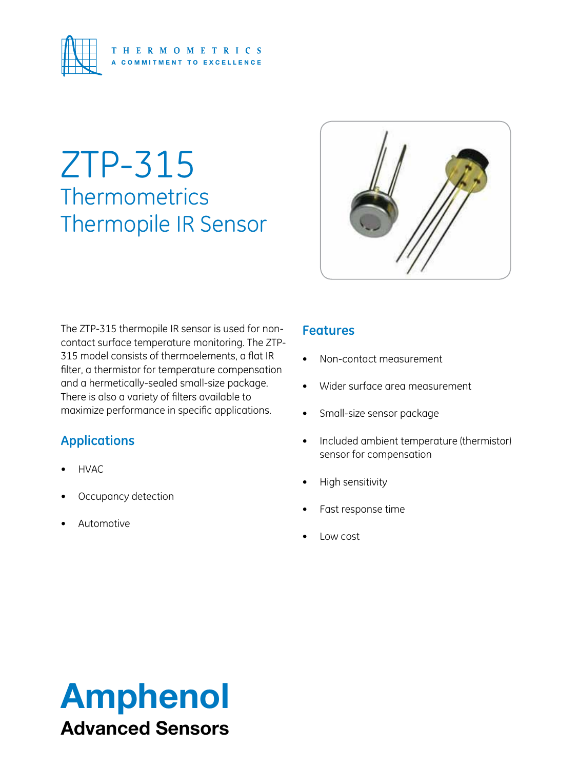THERMOMETRICS
A COMMITMENT TO EXCELLENCE

# ZTP-315

## Thermometrics Thermopile IR Sensor

The ZTP-315 thermopile IR sensor is used for non-contact surface temperature monitoring. The ZTP-315 model consists of thermoelements, a flat IR filter, a thermistor for temperature compensation and a hermetically-sealed small-size package. There is also a variety of filters available to maximize performance in specific applications.

## Applications

- HVAC
- Occupancy detection
- Automotive

## Features

- Non-contact measurement
- Wider surface area measurement
- Small-size sensor package
- Included ambient temperature (thermistor) sensor for compensation
- High sensitivity
- Fast response time
- Low cost

**Amphenol**
**Advanced Sensors**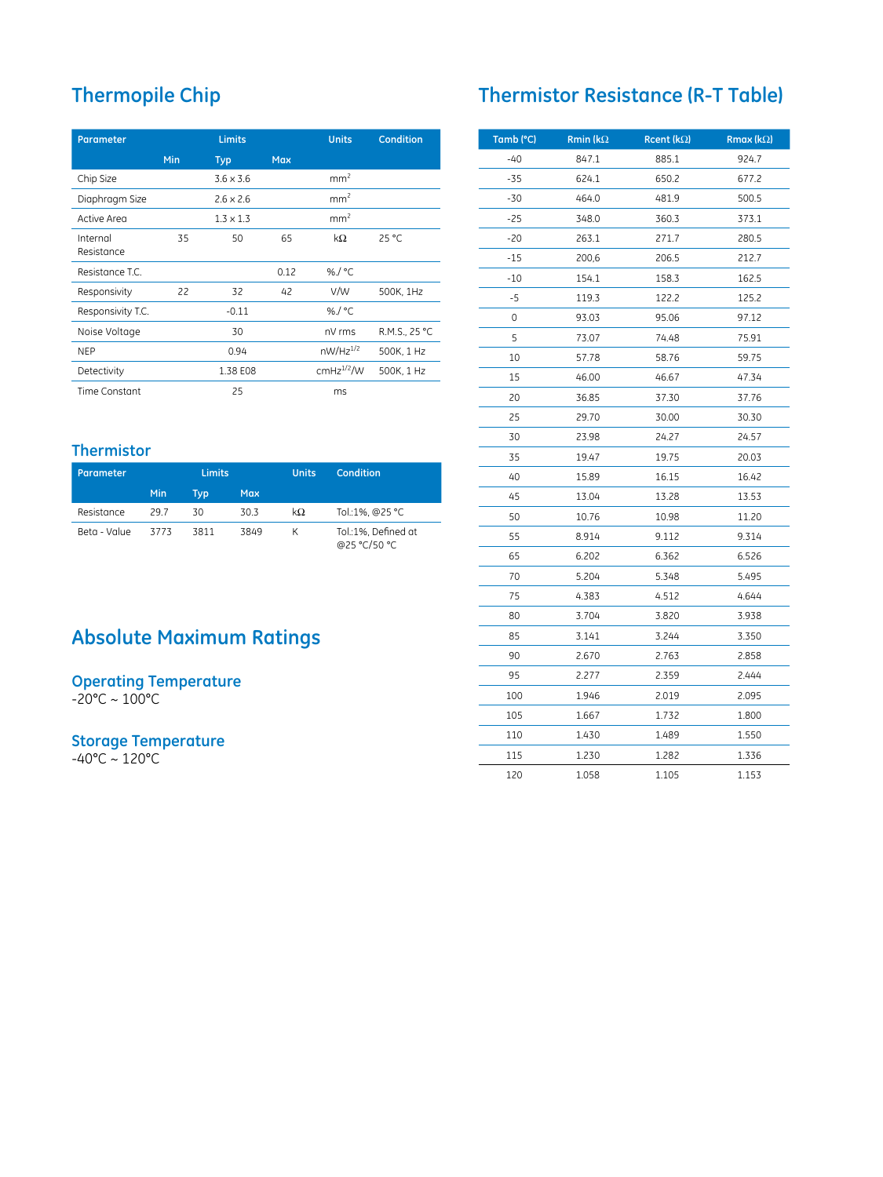## Thermopile Chip

| Parameter | Limits | | | Units | Condition |
|---|---|---|---|---|---|
| | Min | Typ | Max | | |
| Chip Size | | 3.6 x 3.6 | | $mm^2$ | |
| Diaphragm Size | | 2.6 x 2.6 | | $mm^2$ | |
| Active Area | | 1.3 x 1.3 | | $mm^2$ | |
| Internal Resistance | 35 | 50 | 65 | kΩ | 25 °C |
| Resistance T.C. | | | 0.12 | %/ °C | |
| Responsivity | 22 | 32 | 42 | V/W | 500K, 1Hz |
| Responsivity T.C. | | -0.11 | | %/ °C | |
| Noise Voltage | | 30 | | nV rms | R.M.S., 25 °C |
| NEP | | 0.94 | | $nW/Hz^{1/2}$ | 500K, 1 Hz |
| Detectivity | | 1.38 E08 | | $cmHz^{1/2}/W$ | 500K, 1 Hz |
| Time Constant | | 25 | | ms | |

## Thermistor

| Parameter | Limits | | | Units | Condition |
|---|---|---|---|---|---|
| | Min | Typ | Max | | |
| Resistance | 29.7 | 30 | 30.3 | kΩ | Tol.:1%, @25 °C |
| Beta - Value | 3773 | 3811 | 3849 | K | Tol.:1%, Defined at @25 °C/50 °C |

# Absolute Maximum Ratings

### Operating Temperature
-20°C ~ 100°C

### Storage Temperature
-40°C ~ 120°C

## Thermistor Resistance (R-T Table)

| Tamb (°C) | Rmin (kΩ) | Rcent (kΩ) | Rmax (kΩ) |
|---|---|---|---|
| -40 | 847.1 | 885.1 | 924.7 |
| -35 | 624.1 | 650.2 | 677.2 |
| -30 | 464.0 | 481.9 | 500.5 |
| -25 | 348.0 | 360.3 | 373.1 |
| -20 | 263.1 | 271.7 | 280.5 |
| -15 | 200,6 | 206.5 | 212.7 |
| -10 | 154.1 | 158.3 | 162.5 |
| -5 | 119.3 | 122.2 | 125.2 |
| 0 | 93.03 | 95.06 | 97.12 |
| 5 | 73.07 | 74.48 | 75.91 |
| 10 | 57.78 | 58.76 | 59.75 |
| 15 | 46.00 | 46.67 | 47.34 |
| 20 | 36.85 | 37.30 | 37.76 |
| 25 | 29.70 | 30.00 | 30.30 |
| 30 | 23.98 | 24.27 | 24.57 |
| 35 | 19.47 | 19.75 | 20.03 |
| 40 | 15.89 | 16.15 | 16.42 |
| 45 | 13.04 | 13.28 | 13.53 |
| 50 | 10.76 | 10.98 | 11.20 |
| 55 | 8.914 | 9.112 | 9.314 |
| 65 | 6.202 | 6.362 | 6.526 |
| 70 | 5.204 | 5.348 | 5.495 |
| 75 | 4.383 | 4.512 | 4.644 |
| 80 | 3.704 | 3.820 | 3.938 |
| 85 | 3.141 | 3.244 | 3.350 |
| 90 | 2.670 | 2.763 | 2.858 |
| 95 | 2.277 | 2.359 | 2.444 |
| 100 | 1.946 | 2.019 | 2.095 |
| 105 | 1.667 | 1.732 | 1.800 |
| 110 | 1.430 | 1.489 | 1.550 |
| 115 | 1.230 | 1.282 | 1.336 |
| 120 | 1.058 | 1.105 | 1.153 |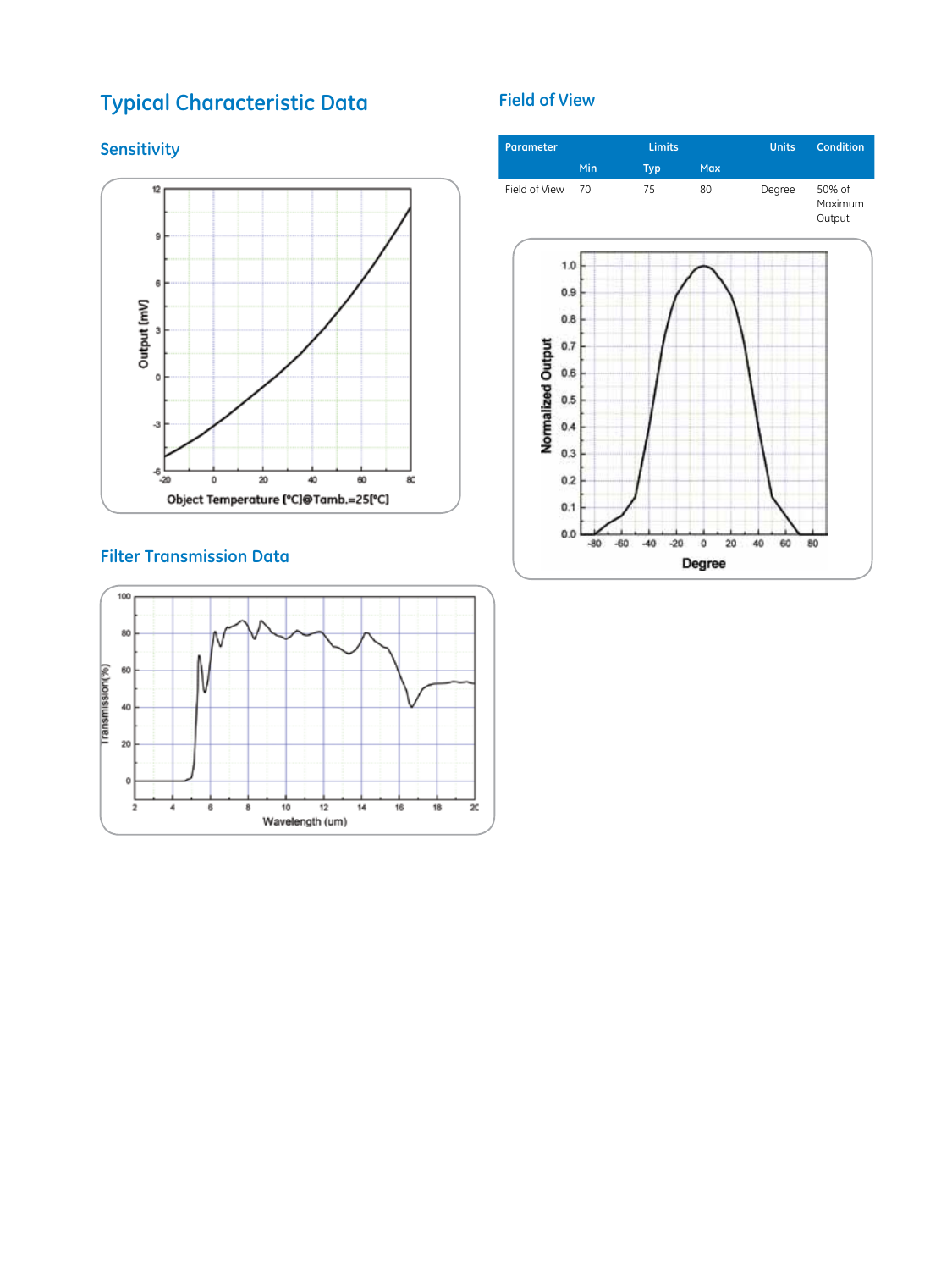# Typical Characteristic Data

## Sensitivity

## Filter Transmission Data

## Field of View

| Parameter | Limits | | | Units | Condition |
|---|---|---|---|---|---|
| | Min | Typ | Max | | |
| Field of View | 70 | 75 | 80 | Degree | 50% of Maximum Output |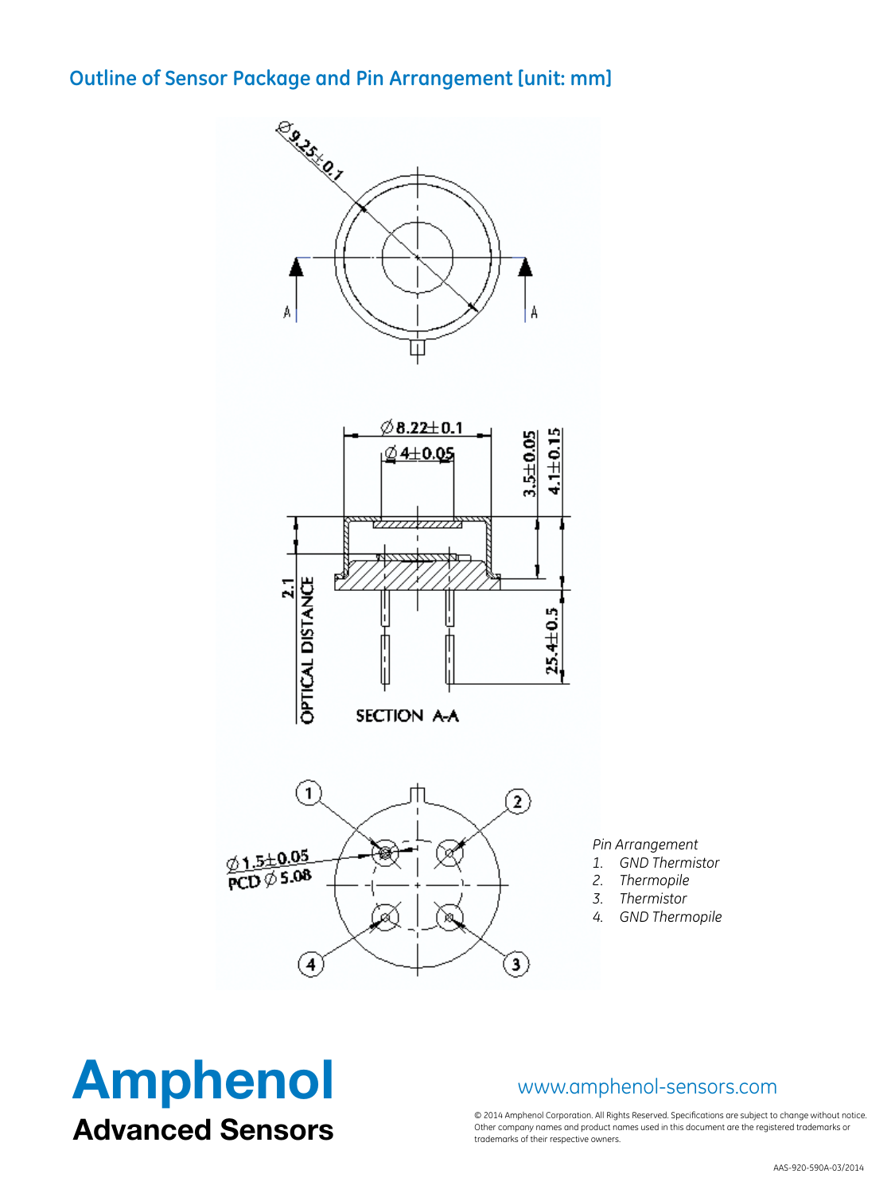## Outline of Sensor Package and Pin Arrangement [unit: mm]

Ø9.25±0.1

A

A

Ø8.22±0.1

Ø4±0.05

3.5±0.05

4.1±0.15

2.1

OPTICAL DISTANCE

25.4±0.5

SECTION A-A

1

2

3

4

Ø1.5±0.05

PCD Ø5.08

*Pin Arrangement*

1. *GND Thermistor*
2. *Thermopile*
3. *Thermistor*
4. *GND Thermopile*

**Amphenol**

**Advanced Sensors**

www.amphenol-sensors.com

© 2014 Amphenol Corporation. All Rights Reserved. Specifications are subject to change without notice. Other company names and product names used in this document are the registered trademarks or trademarks of their respective owners.

AAS-920-590A-03/2014